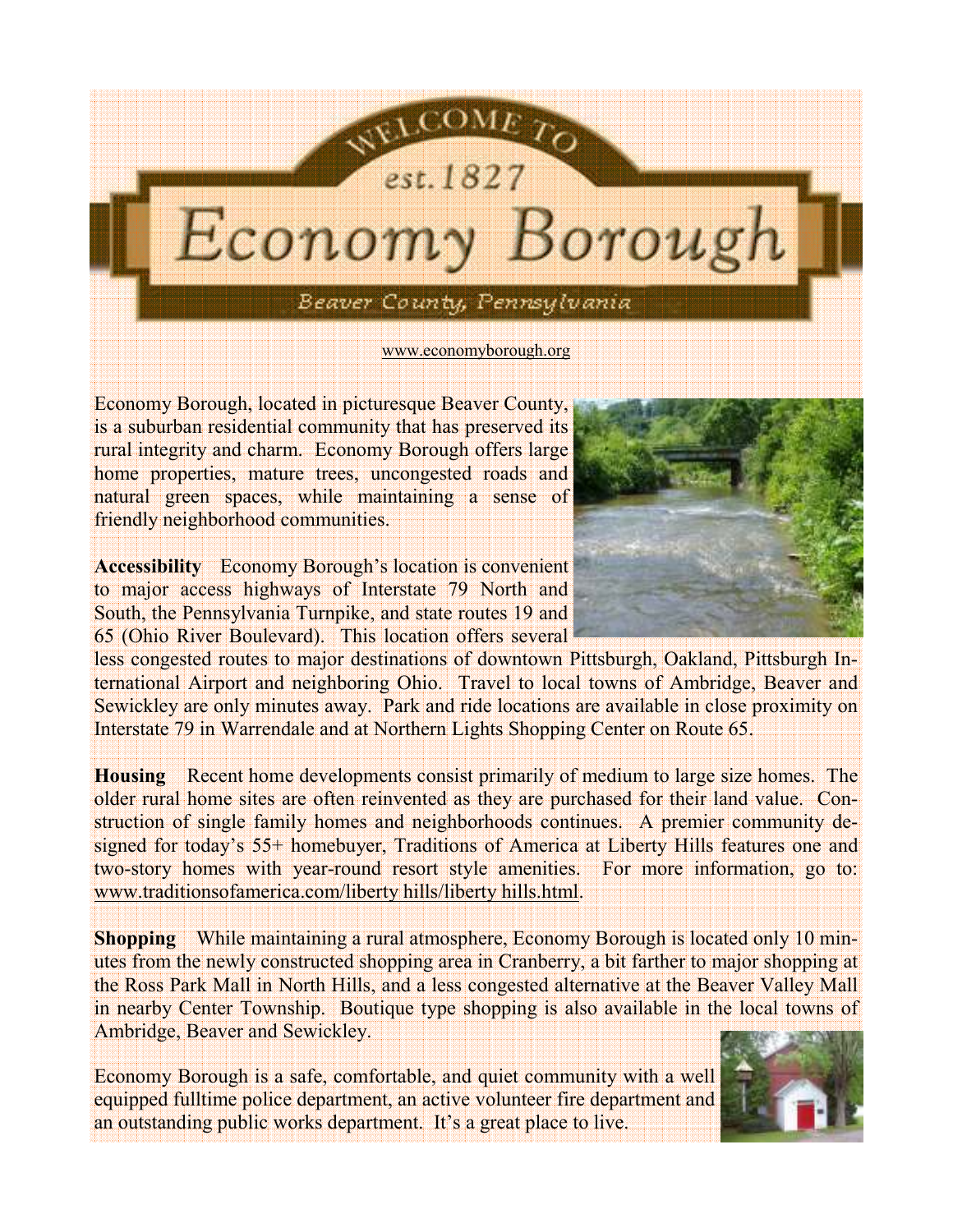# Welcome to Economy Borough

est. 1827

Beaver County, Pennsylvania

www.economyborough.org

Economy Borough, located in picturesque Beaver County, is a suburban residential community that has preserved its rural integrity and charm. Economy Borough offers large home properties, mature trees, uncongested roads and natural green spaces, while maintaining a sense of friendly neighborhood communities.

**Accessibility** Economy Borough's location is convenient to major access highways of Interstate 79 North and South, the Pennsylvania Turnpike, and state routes 19 and 65 (Ohio River Boulevard). This location offers several less congested routes to major destinations of downtown Pittsburgh, Oakland, Pittsburgh International Airport and neighboring Ohio. Travel to local towns of Ambridge, Beaver and Sewickley are only minutes away. Park and ride locations are available in close proximity on Interstate 79 in Warrendale and at Northern Lights Shopping Center on Route 65.

**Housing** Recent home developments consist primarily of medium to large size homes. The older rural home sites are often reinvented as they are purchased for their land value. Construction of single family homes and neighborhoods continues. A premier community designed for today's 55+ homebuyer, Traditions of America at Liberty Hills features one and two-story homes with year-round resort style amenities. For more information, go to: www.traditionsofamerica.com/liberty hills/liberty hills.html.

**Shopping** While maintaining a rural atmosphere, Economy Borough is located only 10 minutes from the newly constructed shopping area in Cranberry, a bit farther to major shopping at the Ross Park Mall in North Hills, and a less congested alternative at the Beaver Valley Mall in nearby Center Township. Boutique type shopping is also available in the local towns of Ambridge, Beaver and Sewickley.

Economy Borough is a safe, comfortable, and quiet community with a well equipped fulltime police department, an active volunteer fire department and an outstanding public works department. It's a great place to live.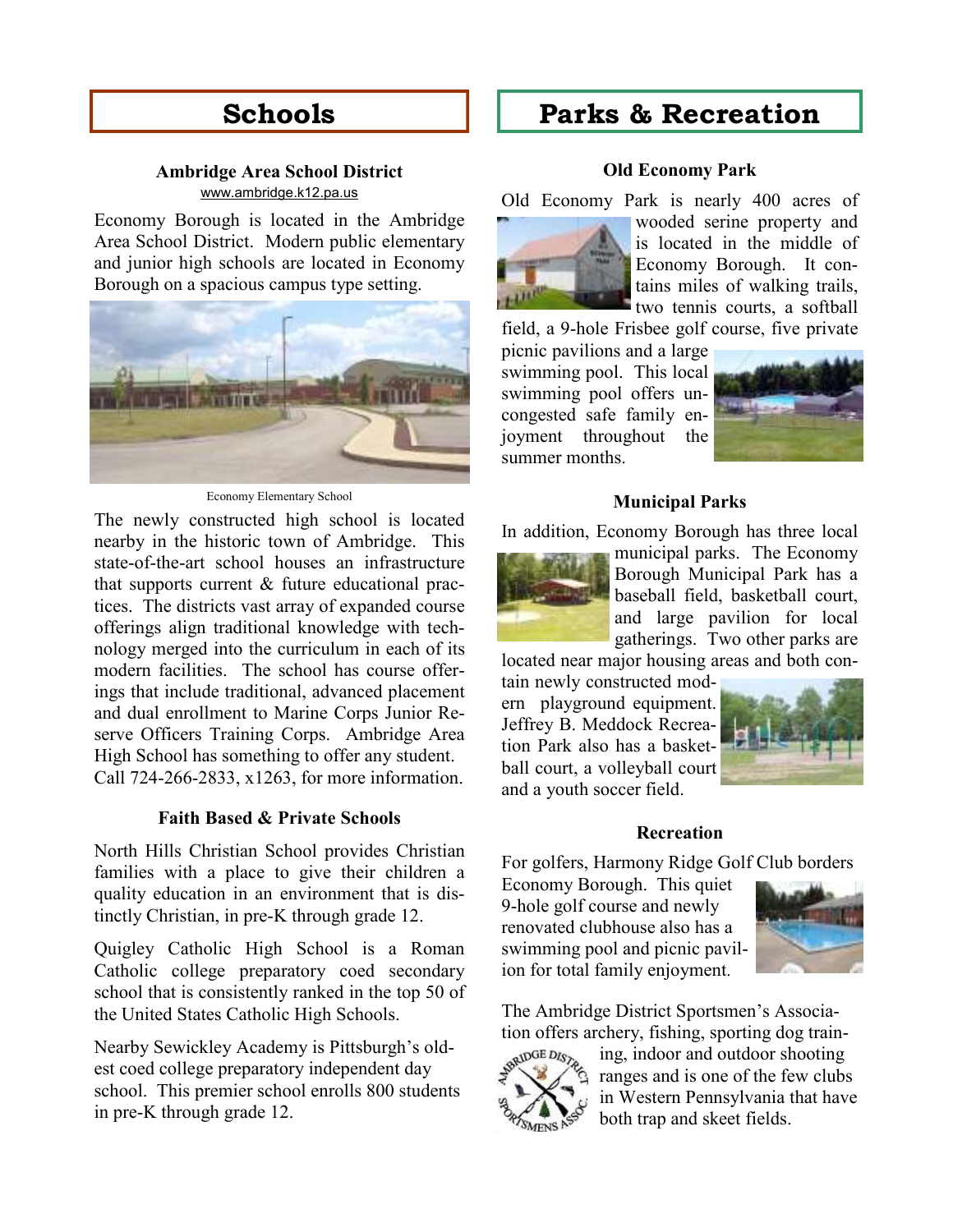# Schools

### Ambridge Area School District

www.ambridge.k12.pa.us

Economy Borough is located in the Ambridge Area School District. Modern public elementary and junior high schools are located in Economy Borough on a spacious campus type setting.

Economy Elementary School

The newly constructed high school is located nearby in the historic town of Ambridge. This state-of-the-art school houses an infrastructure that supports current & future educational practices. The districts vast array of expanded course offerings align traditional knowledge with technology merged into the curriculum in each of its modern facilities. The school has course offerings that include traditional, advanced placement and dual enrollment to Marine Corps Junior Reserve Officers Training Corps. Ambridge Area High School has something to offer any student. Call 724-266-2833, x1263, for more information.

### Faith Based & Private Schools

North Hills Christian School provides Christian families with a place to give their children a quality education in an environment that is distinctly Christian, in pre-K through grade 12.

Quigley Catholic High School is a Roman Catholic college preparatory coed secondary school that is consistently ranked in the top 50 of the United States Catholic High Schools.

Nearby Sewickley Academy is Pittsburgh's oldest coed college preparatory independent day school. This premier school enrolls 800 students in pre-K through grade 12.

# Parks & Recreation

### Old Economy Park

Old Economy Park is nearly 400 acres of wooded serine property and is located in the middle of Economy Borough. It contains miles of walking trails, two tennis courts, a softball field, a 9-hole Frisbee golf course, five private picnic pavilions and a large swimming pool. This local swimming pool offers uncongested safe family enjoyment throughout the summer months.

### Municipal Parks

In addition, Economy Borough has three local municipal parks. The Economy Borough Municipal Park has a baseball field, basketball court, and large pavilion for local gatherings. Two other parks are located near major housing areas and both contain newly constructed modern playground equipment. Jeffrey B. Meddock Recreation Park also has a basketball court, a volleyball court and a youth soccer field.

### Recreation

For golfers, Harmony Ridge Golf Club borders Economy Borough. This quiet 9-hole golf course and newly renovated clubhouse also has a swimming pool and picnic pavilion for total family enjoyment.

The Ambridge District Sportsmen's Association offers archery, fishing, sporting dog training, indoor and outdoor shooting ranges and is one of the few clubs in Western Pennsylvania that have both trap and skeet fields.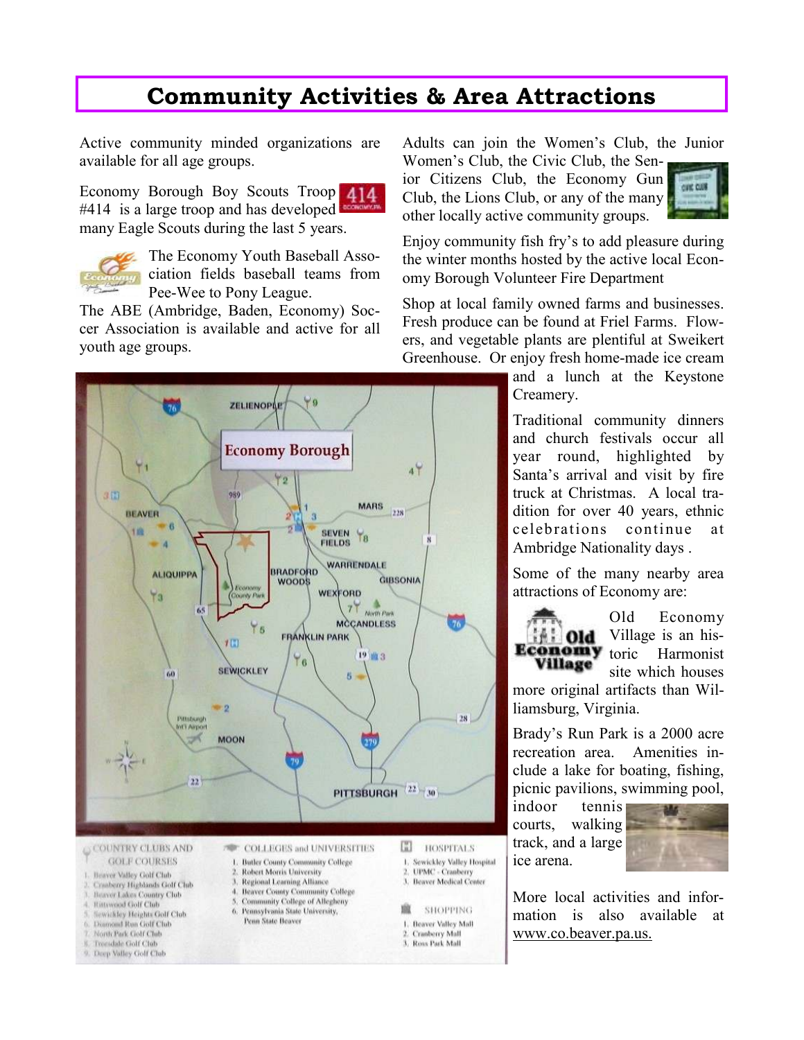# Community Activities & Area Attractions

Active community minded organizations are available for all age groups.

Economy Borough Boy Scouts Troop #414 is a large troop and has developed many Eagle Scouts during the last 5 years.

The Economy Youth Baseball Association fields baseball teams from Pee-Wee to Pony League.

The ABE (Ambridge, Baden, Economy) Soccer Association is available and active for all youth age groups.

Adults can join the Women's Club, the Junior Women's Club, the Civic Club, the Senior Citizens Club, the Economy Gun Club, the Lions Club, or any of the many other locally active community groups.

Enjoy community fish fry's to add pleasure during the winter months hosted by the active local Economy Borough Volunteer Fire Department

Shop at local family owned farms and businesses. Fresh produce can be found at Friel Farms. Flowers, and vegetable plants are plentiful at Sweikert Greenhouse. Or enjoy fresh home-made ice cream and a lunch at the Keystone Creamery.

Traditional community dinners and church festivals occur all year round, highlighted by Santa's arrival and visit by fire truck at Christmas. A local tradition for over 40 years, ethnic celebrations continue at Ambridge Nationality days .

Some of the many nearby area attractions of Economy are:

Old Economy Village is an historic Harmonist site which houses more original artifacts than Williamsburg, Virginia.

Brady's Run Park is a 2000 acre recreation area. Amenities include a lake for boating, fishing, picnic pavilions, swimming pool, indoor tennis courts, walking track, and a large ice arena.

More local activities and information is also available at www.co.beaver.pa.us.

**COUNTRY CLUBS AND GOLF COURSES**

1. Beaver Valley Golf Club
2. Cranberry Highlands Golf Club
3. Beaver Lakes Country Club
4. Rittswood Golf Club
5. Sewickley Heights Golf Club
6. Diamond Run Golf Club
7. North Park Golf Club
8. Treesdale Golf Club
9. Deep Valley Golf Club

**COLLEGES and UNIVERSITIES**

1. Butler County Community College
2. Robert Morris University
3. Regional Learning Alliance
4. Beaver County Community College
5. Community College of Allegheny
6. Pennsylvania State University, Penn State Beaver

**HOSPITALS**

1. Sewickley Valley Hospital
2. UPMC - Cranberry
3. Beaver Medical Center

**SHOPPING**

1. Beaver Valley Mall
2. Cranberry Mall
3. Ross Park Mall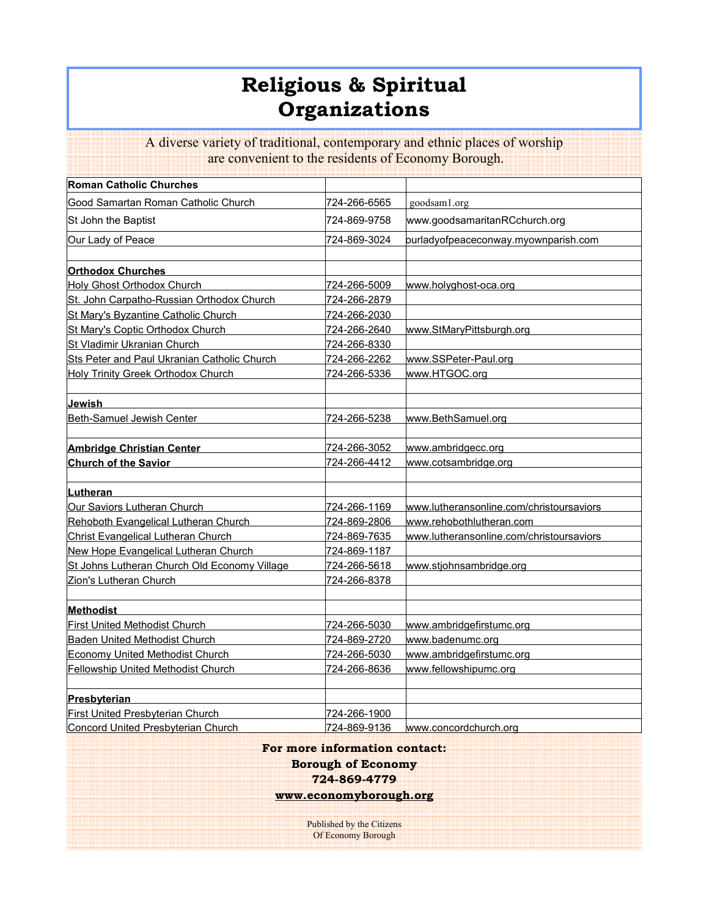# Religious & Spiritual Organizations

A diverse variety of traditional, contemporary and ethnic places of worship are convenient to the residents of Economy Borough.

| | | |
|---|---|---|
| **Roman Catholic Churches** | | |
| Good Samartan Roman Catholic Church | 724-266-6565 | goodsam1.org |
| St John the Baptist | 724-869-9758 | www.goodsamaritanRCchurch.org |
| Our Lady of Peace | 724-869-3024 | ourladyofpeaceconway.myownparish.com |
| | | |
| **Orthodox Churches** | | |
| Holy Ghost Orthodox Church | 724-266-5009 | www.holyghost-oca.org |
| St. John Carpatho-Russian Orthodox Church | 724-266-2879 | |
| St Mary's Byzantine Catholic Church | 724-266-2030 | |
| St Mary's Coptic Orthodox Church | 724-266-2640 | www.StMaryPittsburgh.org |
| St Vladimir Ukranian Church | 724-266-8330 | |
| Sts Peter and Paul Ukranian Catholic Church | 724-266-2262 | www.SSPeter-Paul.org |
| Holy Trinity Greek Orthodox Church | 724-266-5336 | www.HTGOC.org |
| | | |
| **Jewish** | | |
| Beth-Samuel Jewish Center | 724-266-5238 | www.BethSamuel.org |
| | | |
| **Ambridge Christian Center** | 724-266-3052 | www.ambridgecc.org |
| **Church of the Savior** | 724-266-4412 | www.cotsambridge.org |
| | | |
| **Lutheran** | | |
| Our Saviors Lutheran Church | 724-266-1169 | www.lutheransonline.com/christoursaviors |
| Rehoboth Evangelical Lutheran Church | 724-869-2806 | www.rehobothlutheran.com |
| Christ Evangelical Lutheran Church | 724-869-7635 | www.lutheransonline.com/christoursaviors |
| New Hope Evangelical Lutheran Church | 724-869-1187 | |
| St Johns Lutheran Church Old Economy Village | 724-266-5618 | www.stjohnsambridge.org |
| Zion's Lutheran Church | 724-266-8378 | |
| | | |
| **Methodist** | | |
| First United Methodist Church | 724-266-5030 | www.ambridgefirstumc.org |
| Baden United Methodist Church | 724-869-2720 | www.badenumc.org |
| Economy United Methodist Church | 724-266-5030 | www.ambridgefirstumc.org |
| Fellowship United Methodist Church | 724-266-8636 | www.fellowshipumc.org |
| | | |
| **Presbyterian** | | |
| First United Presbyterian Church | 724-266-1900 | |
| Concord United Presbyterian Church | 724-869-9136 | www.concordchurch.org |

**For more information contact:**
**Borough of Economy**
**724-869-4779**
**www.economyborough.org**

Published by the Citizens
Of Economy Borough